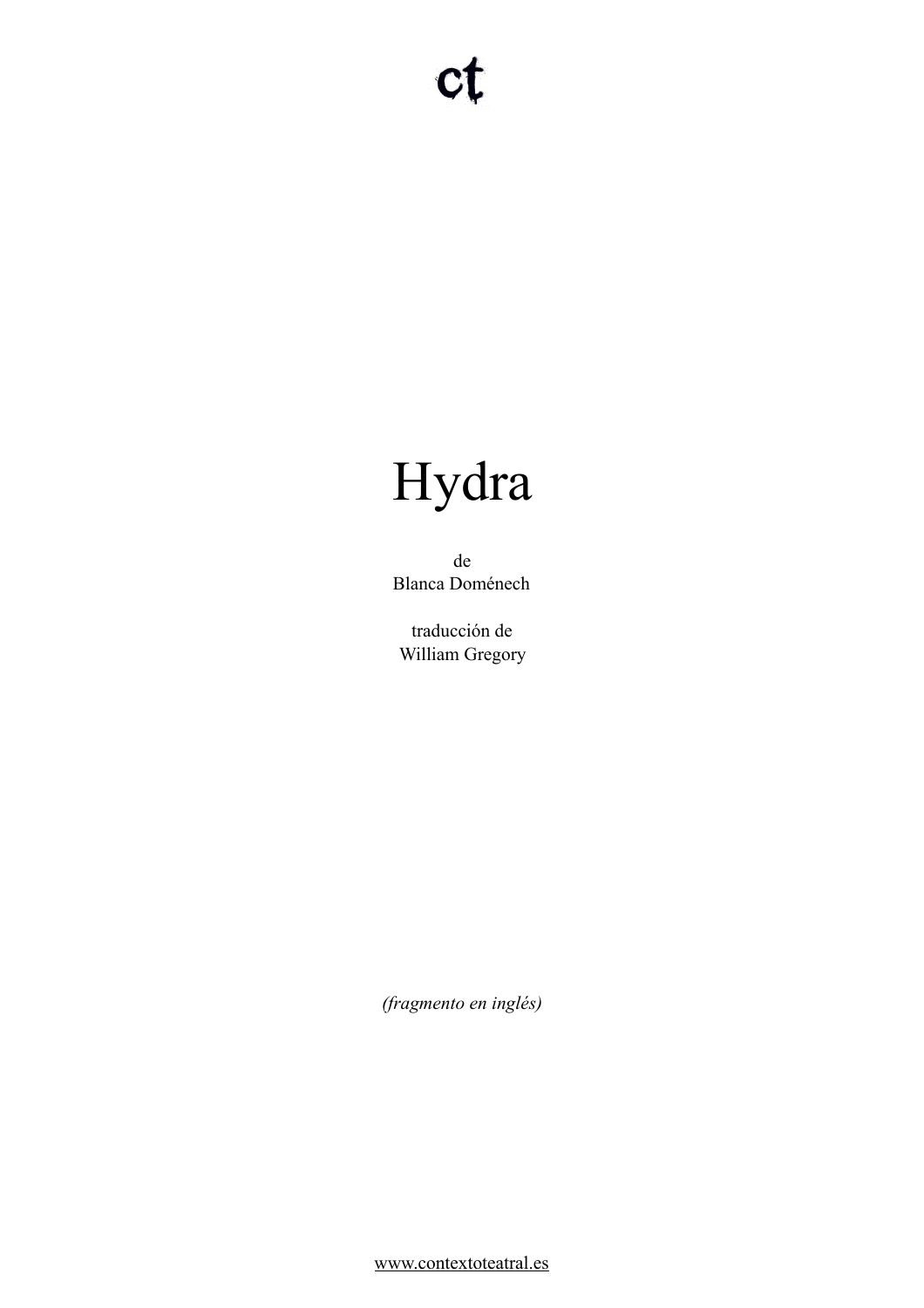ct

# Hydra

de
Blanca Doménech

traducción de
William Gregory

*(fragmento en inglés)*

www.contextoteatral.es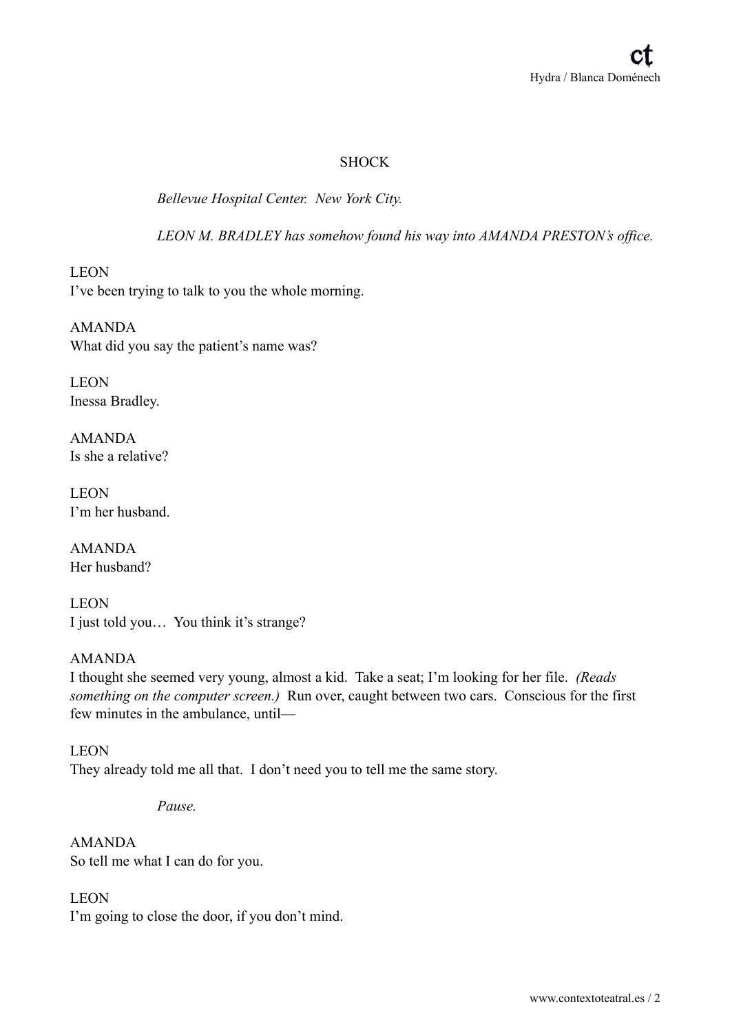## SHOCK

*Bellevue Hospital Center. New York City.*

*LEON M. BRADLEY has somehow found his way into AMANDA PRESTON's office.*

LEON
I've been trying to talk to you the whole morning.

AMANDA
What did you say the patient's name was?

LEON
Inessa Bradley.

AMANDA
Is she a relative?

LEON
I'm her husband.

AMANDA
Her husband?

LEON
I just told you… You think it's strange?

AMANDA
I thought she seemed very young, almost a kid. Take a seat; I'm looking for her file. *(Reads something on the computer screen.)* Run over, caught between two cars. Conscious for the first few minutes in the ambulance, until—

LEON
They already told me all that. I don't need you to tell me the same story.

*Pause.*

AMANDA
So tell me what I can do for you.

LEON
I'm going to close the door, if you don't mind.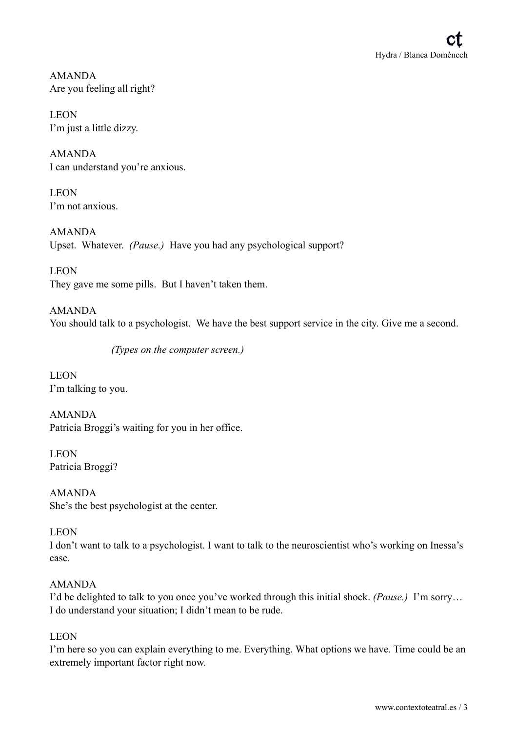AMANDA
Are you feeling all right?

LEON
I'm just a little dizzy.

AMANDA
I can understand you're anxious.

LEON
I'm not anxious.

AMANDA
Upset. Whatever. *(Pause.)* Have you had any psychological support?

LEON
They gave me some pills. But I haven't taken them.

AMANDA
You should talk to a psychologist. We have the best support service in the city. Give me a second.

*(Types on the computer screen.)*

LEON
I'm talking to you.

AMANDA
Patricia Broggi's waiting for you in her office.

LEON
Patricia Broggi?

AMANDA
She's the best psychologist at the center.

LEON
I don't want to talk to a psychologist. I want to talk to the neuroscientist who's working on Inessa's case.

AMANDA
I'd be delighted to talk to you once you've worked through this initial shock. *(Pause.)* I'm sorry… I do understand your situation; I didn't mean to be rude.

LEON
I'm here so you can explain everything to me. Everything. What options we have. Time could be an extremely important factor right now.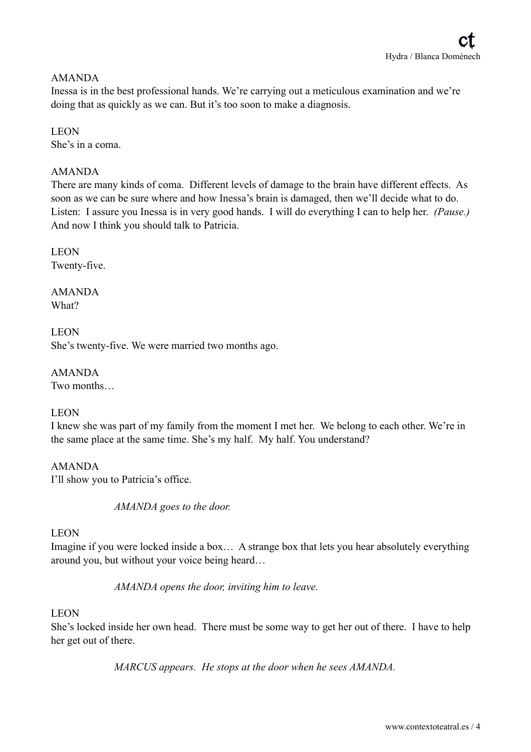AMANDA
Inessa is in the best professional hands. We're carrying out a meticulous examination and we're doing that as quickly as we can. But it's too soon to make a diagnosis.

LEON
She's in a coma.

AMANDA
There are many kinds of coma. Different levels of damage to the brain have different effects. As soon as we can be sure where and how Inessa's brain is damaged, then we'll decide what to do. Listen: I assure you Inessa is in very good hands. I will do everything I can to help her. *(Pause.)* And now I think you should talk to Patricia.

LEON
Twenty-five.

AMANDA
What?

LEON
She's twenty-five. We were married two months ago.

AMANDA
Two months…

LEON
I knew she was part of my family from the moment I met her. We belong to each other. We're in the same place at the same time. She's my half. My half. You understand?

AMANDA
I'll show you to Patricia's office.

*AMANDA goes to the door.*

LEON
Imagine if you were locked inside a box… A strange box that lets you hear absolutely everything around you, but without your voice being heard…

*AMANDA opens the door, inviting him to leave.*

LEON
She's locked inside her own head. There must be some way to get her out of there. I have to help her get out of there.

*MARCUS appears. He stops at the door when he sees AMANDA.*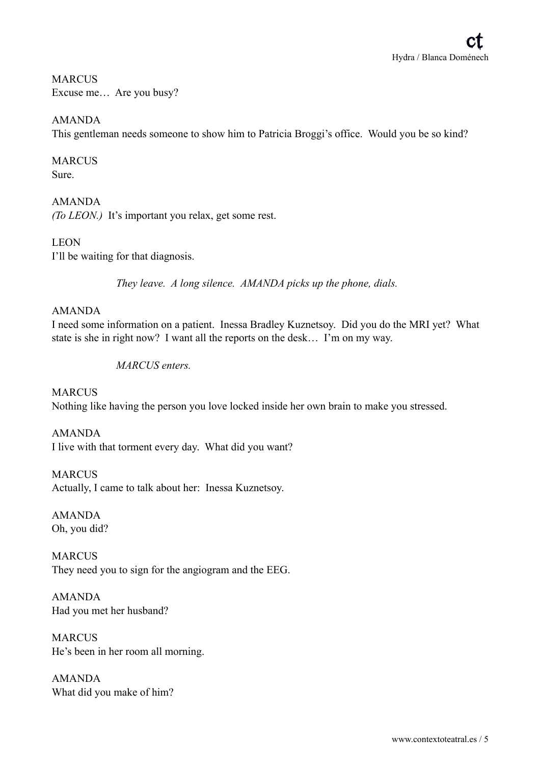MARCUS
Excuse me… Are you busy?

AMANDA
This gentleman needs someone to show him to Patricia Broggi's office. Would you be so kind?

MARCUS
Sure.

AMANDA
*(To LEON.)* It's important you relax, get some rest.

LEON
I'll be waiting for that diagnosis.

*They leave. A long silence. AMANDA picks up the phone, dials.*

AMANDA
I need some information on a patient. Inessa Bradley Kuznetsoy. Did you do the MRI yet? What state is she in right now? I want all the reports on the desk… I'm on my way.

*MARCUS enters.*

MARCUS
Nothing like having the person you love locked inside her own brain to make you stressed.

AMANDA
I live with that torment every day. What did you want?

MARCUS
Actually, I came to talk about her: Inessa Kuznetsoy.

AMANDA
Oh, you did?

MARCUS
They need you to sign for the angiogram and the EEG.

AMANDA
Had you met her husband?

MARCUS
He's been in her room all morning.

AMANDA
What did you make of him?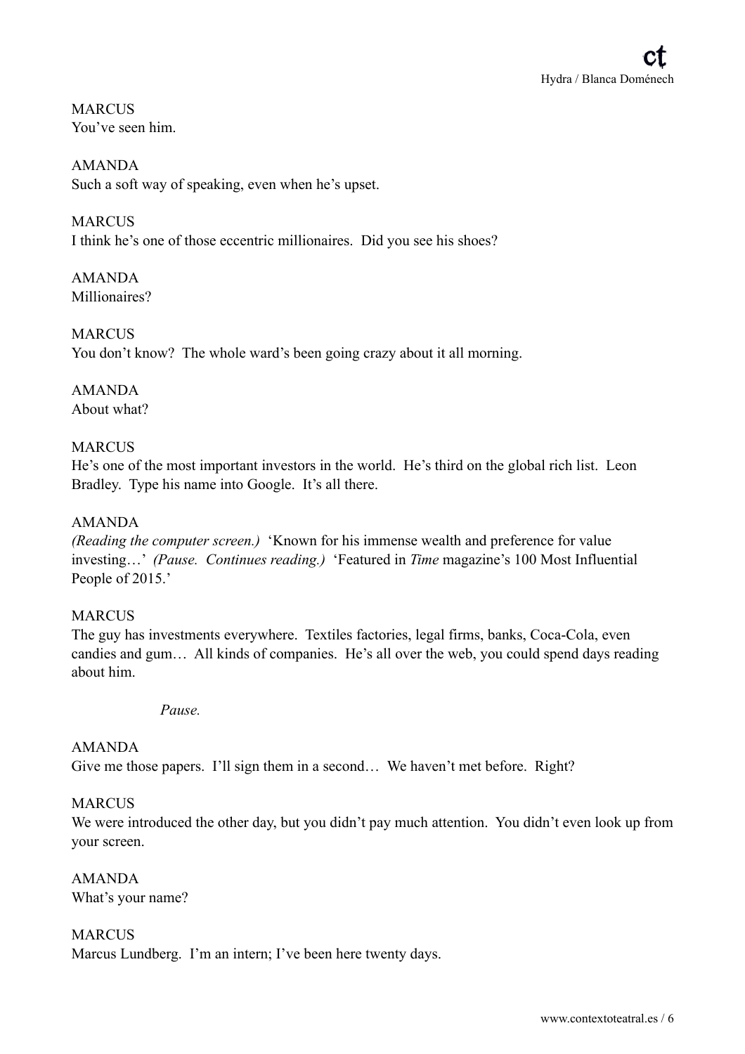MARCUS
You've seen him.

AMANDA
Such a soft way of speaking, even when he's upset.

MARCUS
I think he's one of those eccentric millionaires. Did you see his shoes?

AMANDA
Millionaires?

MARCUS
You don't know? The whole ward's been going crazy about it all morning.

AMANDA
About what?

MARCUS
He's one of the most important investors in the world. He's third on the global rich list. Leon Bradley. Type his name into Google. It's all there.

AMANDA
*(Reading the computer screen.)* 'Known for his immense wealth and preference for value investing…' *(Pause. Continues reading.)* 'Featured in *Time* magazine's 100 Most Influential People of 2015.'

MARCUS
The guy has investments everywhere. Textiles factories, legal firms, banks, Coca-Cola, even candies and gum… All kinds of companies. He's all over the web, you could spend days reading about him.

*Pause.*

AMANDA
Give me those papers. I'll sign them in a second… We haven't met before. Right?

MARCUS
We were introduced the other day, but you didn't pay much attention. You didn't even look up from your screen.

AMANDA
What's your name?

MARCUS
Marcus Lundberg. I'm an intern; I've been here twenty days.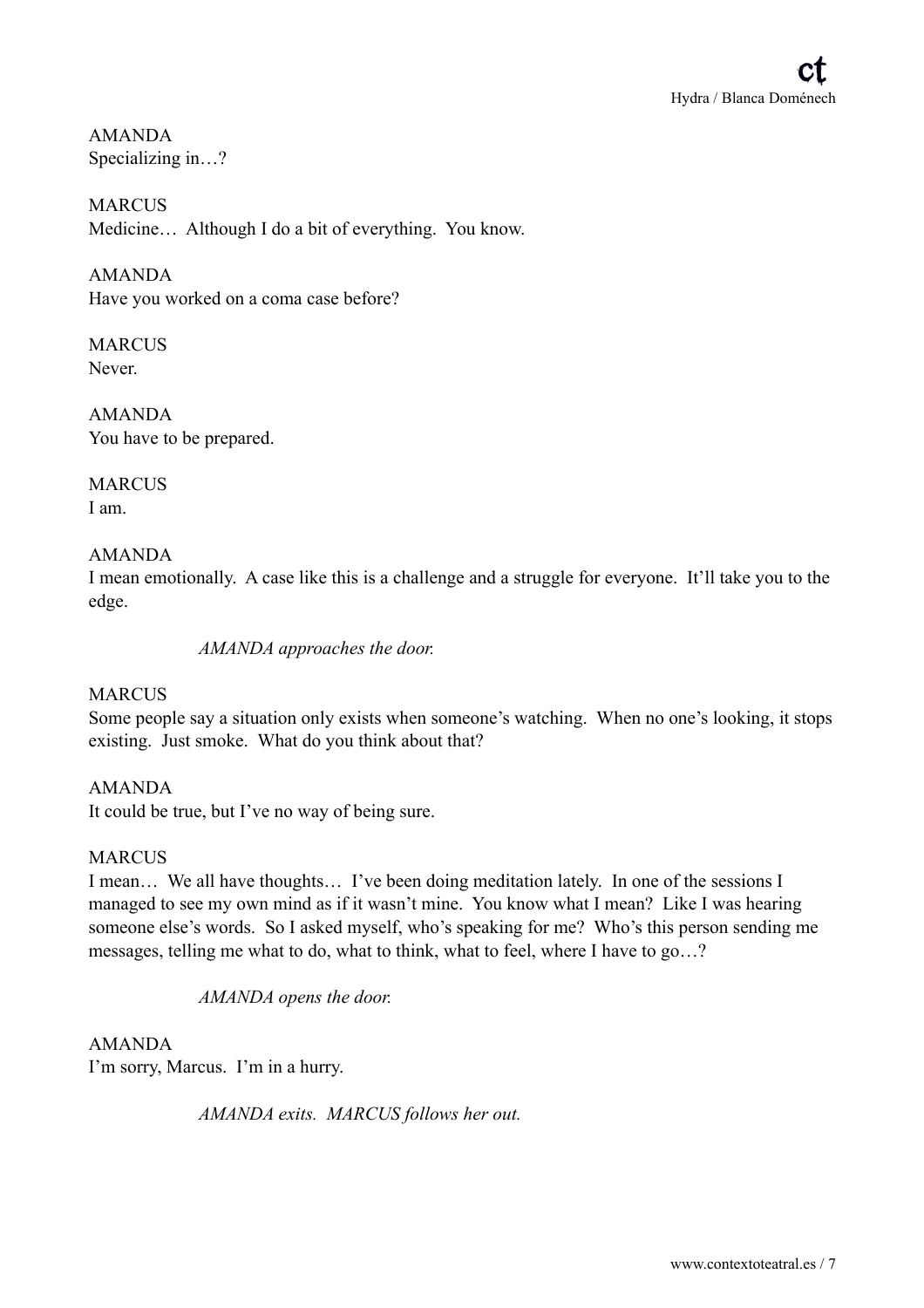AMANDA
Specializing in…?

MARCUS
Medicine… Although I do a bit of everything. You know.

AMANDA
Have you worked on a coma case before?

MARCUS
Never.

AMANDA
You have to be prepared.

MARCUS
I am.

AMANDA
I mean emotionally. A case like this is a challenge and a struggle for everyone. It'll take you to the edge.

*AMANDA approaches the door.*

MARCUS
Some people say a situation only exists when someone's watching. When no one's looking, it stops existing. Just smoke. What do you think about that?

AMANDA
It could be true, but I've no way of being sure.

MARCUS
I mean… We all have thoughts… I've been doing meditation lately. In one of the sessions I managed to see my own mind as if it wasn't mine. You know what I mean? Like I was hearing someone else's words. So I asked myself, who's speaking for me? Who's this person sending me messages, telling me what to do, what to think, what to feel, where I have to go…?

*AMANDA opens the door.*

AMANDA
I'm sorry, Marcus. I'm in a hurry.

*AMANDA exits. MARCUS follows her out.*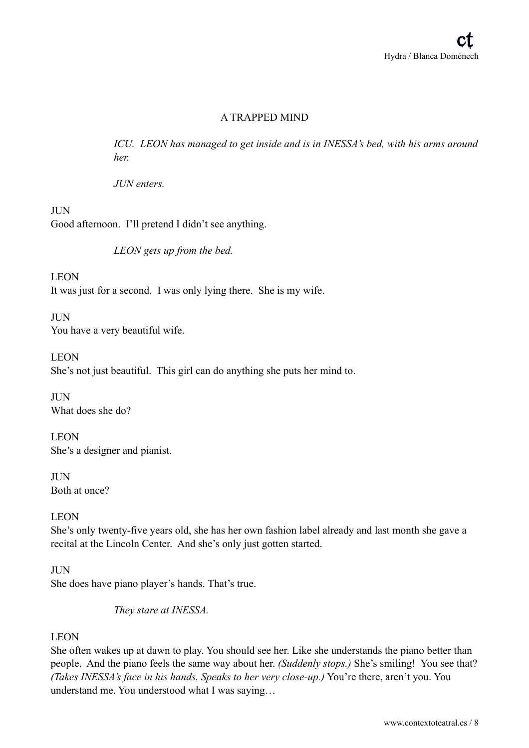## A TRAPPED MIND

*ICU. LEON has managed to get inside and is in INESSA's bed, with his arms around her.*

*JUN enters.*

JUN
Good afternoon. I'll pretend I didn't see anything.

*LEON gets up from the bed.*

LEON
It was just for a second. I was only lying there. She is my wife.

JUN
You have a very beautiful wife.

LEON
She's not just beautiful. This girl can do anything she puts her mind to.

JUN
What does she do?

LEON
She's a designer and pianist.

JUN
Both at once?

LEON
She's only twenty-five years old, she has her own fashion label already and last month she gave a recital at the Lincoln Center. And she's only just gotten started.

JUN
She does have piano player's hands. That's true.

*They stare at INESSA.*

LEON
She often wakes up at dawn to play. You should see her. Like she understands the piano better than people. And the piano feels the same way about her. *(Suddenly stops.)* She's smiling! You see that? *(Takes INESSA's face in his hands. Speaks to her very close-up.)* You're there, aren't you. You understand me. You understood what I was saying…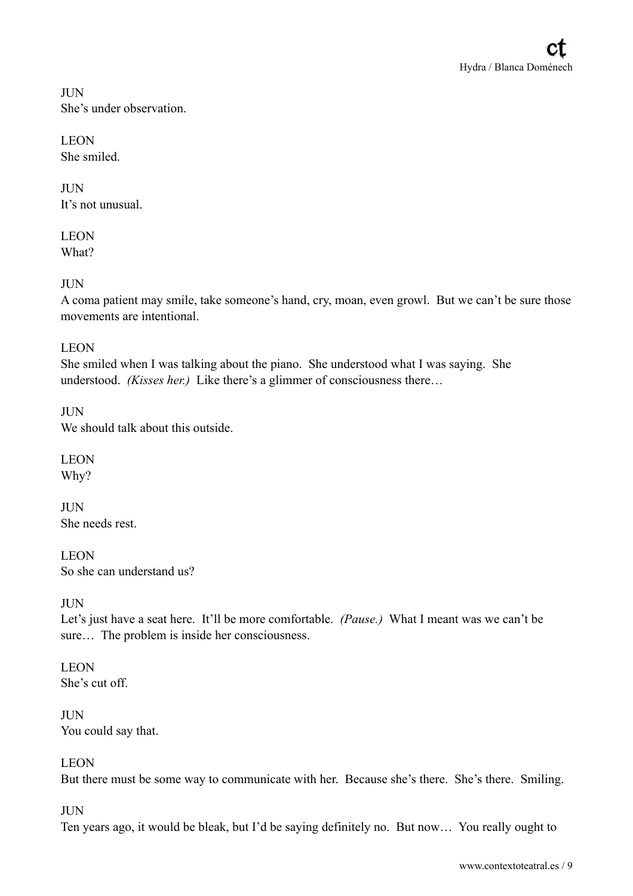JUN
She's under observation.

LEON
She smiled.

JUN
It's not unusual.

LEON
What?

JUN
A coma patient may smile, take someone's hand, cry, moan, even growl. But we can't be sure those movements are intentional.

LEON
She smiled when I was talking about the piano. She understood what I was saying. She understood. *(Kisses her.)* Like there's a glimmer of consciousness there…

JUN
We should talk about this outside.

LEON
Why?

JUN
She needs rest.

LEON
So she can understand us?

JUN
Let's just have a seat here. It'll be more comfortable. *(Pause.)* What I meant was we can't be sure… The problem is inside her consciousness.

LEON
She's cut off.

JUN
You could say that.

LEON
But there must be some way to communicate with her. Because she's there. She's there. Smiling.

JUN
Ten years ago, it would be bleak, but I'd be saying definitely no. But now… You really ought to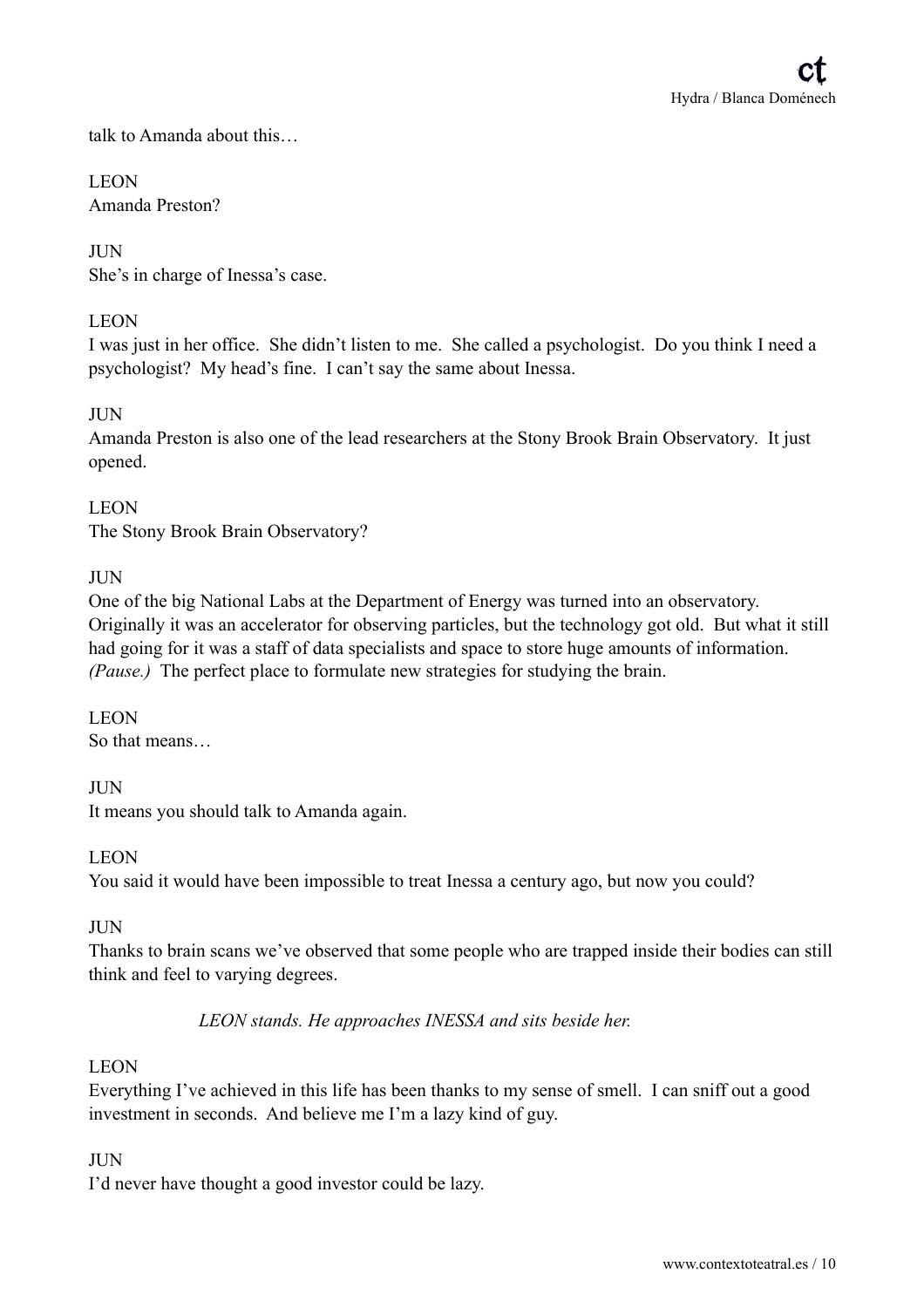talk to Amanda about this…

LEON
Amanda Preston?

JUN
She's in charge of Inessa's case.

LEON
I was just in her office. She didn't listen to me. She called a psychologist. Do you think I need a psychologist? My head's fine. I can't say the same about Inessa.

JUN
Amanda Preston is also one of the lead researchers at the Stony Brook Brain Observatory. It just opened.

LEON
The Stony Brook Brain Observatory?

JUN
One of the big National Labs at the Department of Energy was turned into an observatory. Originally it was an accelerator for observing particles, but the technology got old. But what it still had going for it was a staff of data specialists and space to store huge amounts of information. *(Pause.)* The perfect place to formulate new strategies for studying the brain.

LEON
So that means…

JUN
It means you should talk to Amanda again.

LEON
You said it would have been impossible to treat Inessa a century ago, but now you could?

JUN
Thanks to brain scans we've observed that some people who are trapped inside their bodies can still think and feel to varying degrees.

*LEON stands. He approaches INESSA and sits beside her.*

LEON
Everything I've achieved in this life has been thanks to my sense of smell. I can sniff out a good investment in seconds. And believe me I'm a lazy kind of guy.

JUN
I'd never have thought a good investor could be lazy.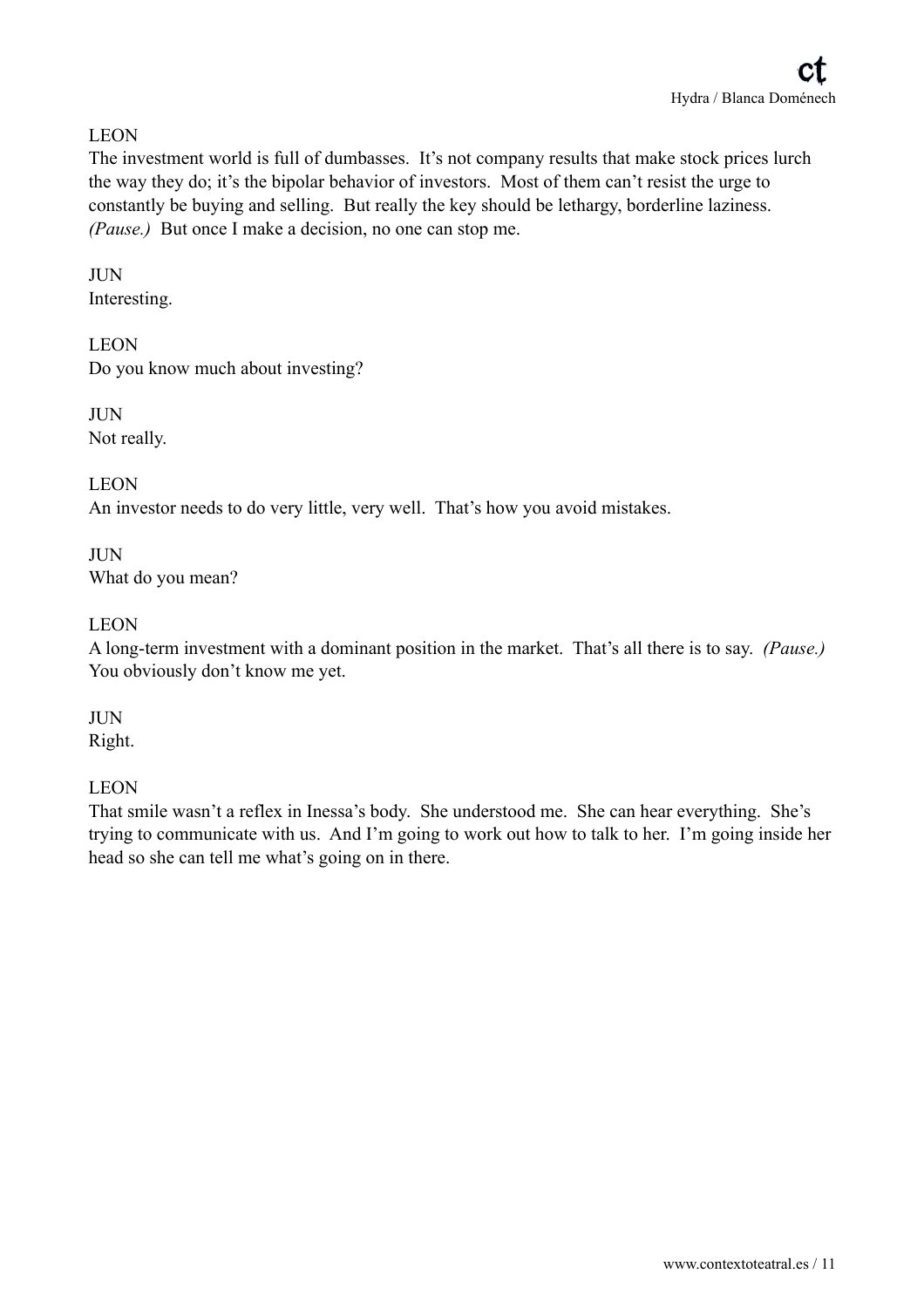LEON
The investment world is full of dumbasses. It's not company results that make stock prices lurch the way they do; it's the bipolar behavior of investors. Most of them can't resist the urge to constantly be buying and selling. But really the key should be lethargy, borderline laziness. *(Pause.)* But once I make a decision, no one can stop me.

JUN
Interesting.

LEON
Do you know much about investing?

JUN
Not really.

LEON
An investor needs to do very little, very well. That's how you avoid mistakes.

JUN
What do you mean?

LEON
A long-term investment with a dominant position in the market. That's all there is to say. *(Pause.)* You obviously don't know me yet.

JUN
Right.

LEON
That smile wasn't a reflex in Inessa's body. She understood me. She can hear everything. She's trying to communicate with us. And I'm going to work out how to talk to her. I'm going inside her head so she can tell me what's going on in there.